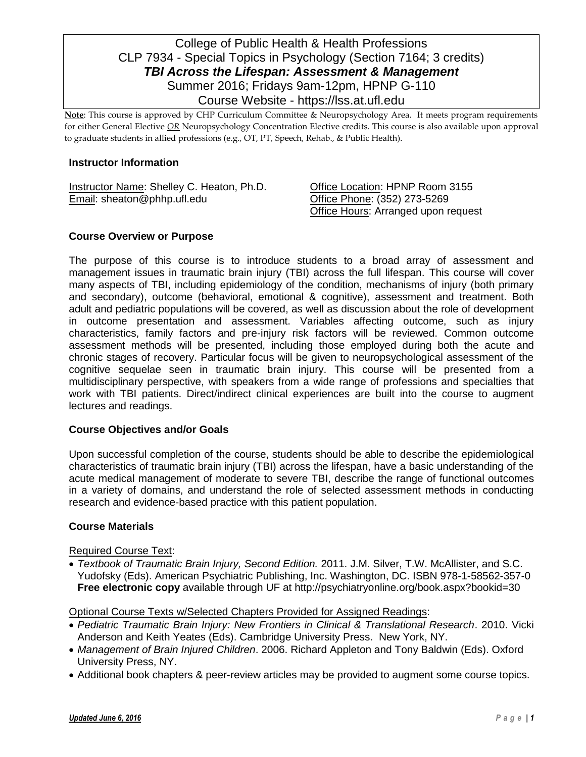# College of Public Health & Health Professions
# CLP 7934 - Special Topics in Psychology (Section 7164; 3 credits)
# *TBI Across the Lifespan: Assessment & Management*
Summer 2016; Fridays 9am-12pm, HPNP G-110
Course Website - https://lss.at.ufl.edu

**Note**: This course is approved by CHP Curriculum Committee & Neuropsychology Area. It meets program requirements for either General Elective *OR* Neuropsychology Concentration Elective credits. This course is also available upon approval to graduate students in allied professions (e.g., OT, PT, Speech, Rehab., & Public Health).

## Instructor Information

Instructor Name: Shelley C. Heaton, Ph.D.
Email: sheaton@phhp.ufl.edu

Office Location: HPNP Room 3155
Office Phone: (352) 273-5269
Office Hours: Arranged upon request

## Course Overview or Purpose

The purpose of this course is to introduce students to a broad array of assessment and management issues in traumatic brain injury (TBI) across the full lifespan. This course will cover many aspects of TBI, including epidemiology of the condition, mechanisms of injury (both primary and secondary), outcome (behavioral, emotional & cognitive), assessment and treatment. Both adult and pediatric populations will be covered, as well as discussion about the role of development in outcome presentation and assessment. Variables affecting outcome, such as injury characteristics, family factors and pre-injury risk factors will be reviewed. Common outcome assessment methods will be presented, including those employed during both the acute and chronic stages of recovery. Particular focus will be given to neuropsychological assessment of the cognitive sequelae seen in traumatic brain injury. This course will be presented from a multidisciplinary perspective, with speakers from a wide range of professions and specialties that work with TBI patients. Direct/indirect clinical experiences are built into the course to augment lectures and readings.

## Course Objectives and/or Goals

Upon successful completion of the course, students should be able to describe the epidemiological characteristics of traumatic brain injury (TBI) across the lifespan, have a basic understanding of the acute medical management of moderate to severe TBI, describe the range of functional outcomes in a variety of domains, and understand the role of selected assessment methods in conducting research and evidence-based practice with this patient population.

## Course Materials

Required Course Text:

- *Textbook of Traumatic Brain Injury, Second Edition.* 2011. J.M. Silver, T.W. McAllister, and S.C. Yudofsky (Eds). American Psychiatric Publishing, Inc. Washington, DC. ISBN 978-1-58562-357-0 **Free electronic copy** available through UF at http://psychiatryonline.org/book.aspx?bookid=30

Optional Course Texts w/Selected Chapters Provided for Assigned Readings:

- *Pediatric Traumatic Brain Injury: New Frontiers in Clinical & Translational Research*. 2010. Vicki Anderson and Keith Yeates (Eds). Cambridge University Press. New York, NY.
- *Management of Brain Injured Children*. 2006. Richard Appleton and Tony Baldwin (Eds). Oxford University Press, NY.
- Additional book chapters & peer-review articles may be provided to augment some course topics.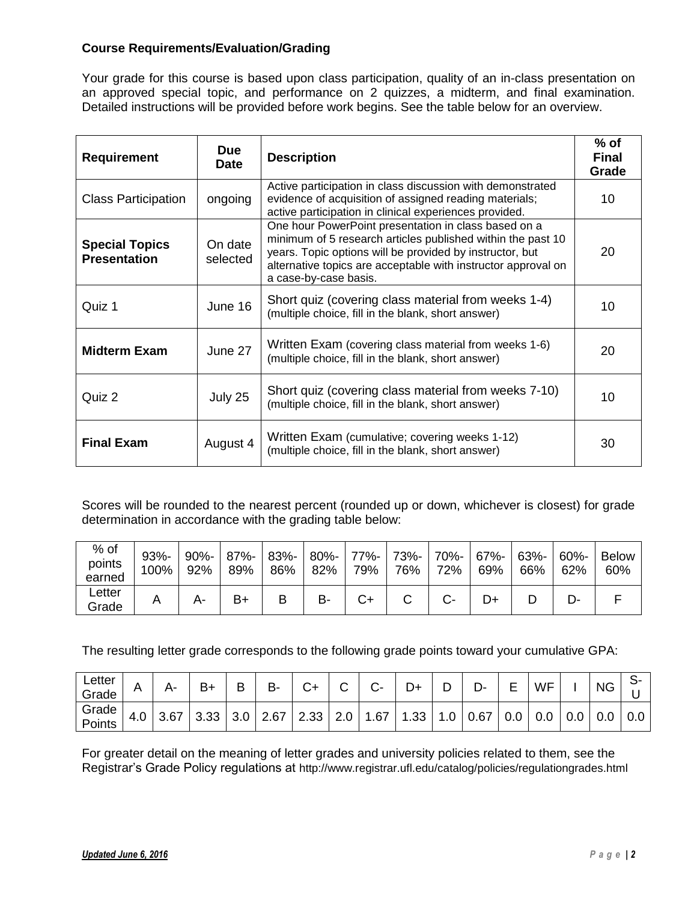**Course Requirements/Evaluation/Grading**

Your grade for this course is based upon class participation, quality of an in-class presentation on an approved special topic, and performance on 2 quizzes, a midterm, and final examination. Detailed instructions will be provided before work begins. See the table below for an overview.

| Requirement | Due Date | Description | % of Final Grade |
|---|---|---|---|
| Class Participation | ongoing | Active participation in class discussion with demonstrated evidence of acquisition of assigned reading materials; active participation in clinical experiences provided. | 10 |
| **Special Topics Presentation** | On date selected | One hour PowerPoint presentation in class based on a minimum of 5 research articles published within the past 10 years. Topic options will be provided by instructor, but alternative topics are acceptable with instructor approval on a case-by-case basis. | 20 |
| Quiz 1 | June 16 | Short quiz (covering class material from weeks 1-4) (multiple choice, fill in the blank, short answer) | 10 |
| **Midterm Exam** | June 27 | Written Exam (covering class material from weeks 1-6) (multiple choice, fill in the blank, short answer) | 20 |
| Quiz 2 | July 25 | Short quiz (covering class material from weeks 7-10) (multiple choice, fill in the blank, short answer) | 10 |
| **Final Exam** | August 4 | Written Exam (cumulative; covering weeks 1-12) (multiple choice, fill in the blank, short answer) | 30 |

Scores will be rounded to the nearest percent (rounded up or down, whichever is closest) for grade determination in accordance with the grading table below:

| % of points earned | 93%-100% | 90%-92% | 87%-89% | 83%-86% | 80%-82% | 77%-79% | 73%-76% | 70%-72% | 67%-69% | 63%-66% | 60%-62% | Below 60% |
|---|---|---|---|---|---|---|---|---|---|---|---|---|
| Letter Grade | A | A- | B+ | B | B- | C+ | C | C- | D+ | D | D- | F |

The resulting letter grade corresponds to the following grade points toward your cumulative GPA:

| Letter Grade | A | A- | B+ | B | B- | C+ | C | C- | D+ | D | D- | E | WF | I | NG | S-U |
|---|---|---|---|---|---|---|---|---|---|---|---|---|---|---|---|---|
| Grade Points | 4.0 | 3.67 | 3.33 | 3.0 | 2.67 | 2.33 | 2.0 | 1.67 | 1.33 | 1.0 | 0.67 | 0.0 | 0.0 | 0.0 | 0.0 | 0.0 |

For greater detail on the meaning of letter grades and university policies related to them, see the Registrar's Grade Policy regulations at http://www.registrar.ufl.edu/catalog/policies/regulationgrades.html

***Updated June 6, 2016***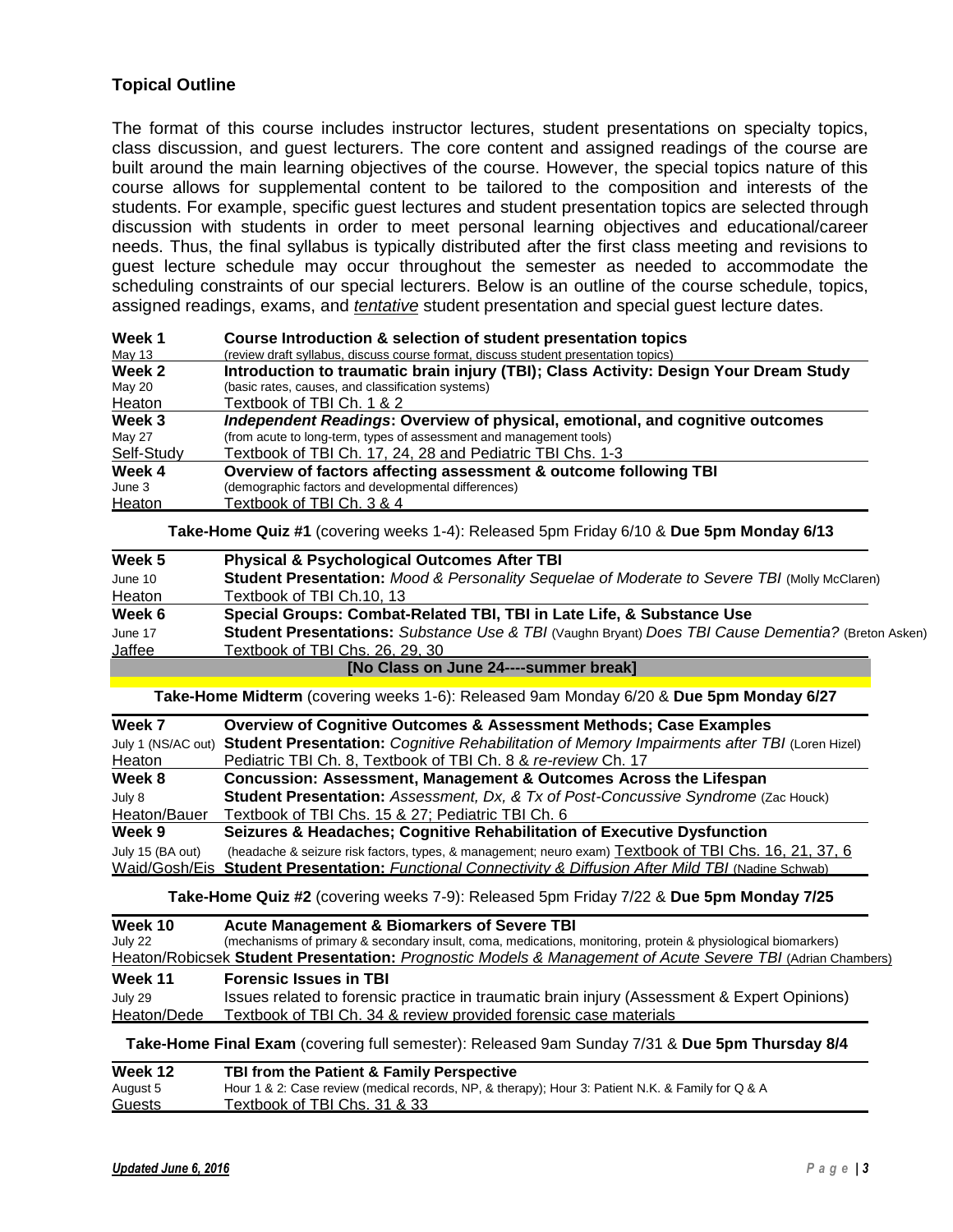### Topical Outline

The format of this course includes instructor lectures, student presentations on specialty topics, class discussion, and guest lecturers. The core content and assigned readings of the course are built around the main learning objectives of the course. However, the special topics nature of this course allows for supplemental content to be tailored to the composition and interests of the students. For example, specific guest lectures and student presentation topics are selected through discussion with students in order to meet personal learning objectives and educational/career needs. Thus, the final syllabus is typically distributed after the first class meeting and revisions to guest lecture schedule may occur throughout the semester as needed to accommodate the scheduling constraints of our special lecturers. Below is an outline of the course schedule, topics, assigned readings, exams, and *tentative* student presentation and special guest lecture dates.

| | |
|---|---|
| **Week 1**<br>May 13 | **Course Introduction & selection of student presentation topics**<br>(review draft syllabus, discuss course format, discuss student presentation topics) |
| **Week 2**<br>May 20<br>Heaton | **Introduction to traumatic brain injury (TBI); Class Activity: Design Your Dream Study**<br>(basic rates, causes, and classification systems)<br>Textbook of TBI Ch. 1 & 2 |
| **Week 3**<br>May 27<br>Self-Study | ***Independent Readings*: Overview of physical, emotional, and cognitive outcomes**<br>(from acute to long-term, types of assessment and management tools)<br>Textbook of TBI Ch. 17, 24, 28 and Pediatric TBI Chs. 1-3 |
| **Week 4**<br>June 3<br>Heaton | **Overview of factors affecting assessment & outcome following TBI**<br>(demographic factors and developmental differences)<br>Textbook of TBI Ch. 3 & 4 |

**Take-Home Quiz #1** (covering weeks 1-4): Released 5pm Friday 6/10 & **Due 5pm Monday 6/13**

| | |
|---|---|
| **Week 5**<br>June 10<br>Heaton | **Physical & Psychological Outcomes After TBI**<br>**Student Presentation:** *Mood & Personality Sequelae of Moderate to Severe TBI* (Molly McClaren)<br>Textbook of TBI Ch.10, 13 |
| **Week 6**<br>June 17<br>Jaffee | **Special Groups: Combat-Related TBI, TBI in Late Life, & Substance Use**<br>**Student Presentations:** *Substance Use & TBI* (Vaughn Bryant) *Does TBI Cause Dementia?* (Breton Asken)<br>Textbook of TBI Chs. 26, 29, 30 |

**[No Class on June 24----summer break]**

**Take-Home Midterm** (covering weeks 1-6): Released 9am Monday 6/20 & **Due 5pm Monday 6/27**

| | |
|---|---|
| **Week 7**<br>July 1 (NS/AC out)<br>Heaton | **Overview of Cognitive Outcomes & Assessment Methods; Case Examples**<br>**Student Presentation:** *Cognitive Rehabilitation of Memory Impairments after TBI* (Loren Hizel)<br>Pediatric TBI Ch. 8, Textbook of TBI Ch. 8 & *re-review* Ch. 17 |
| **Week 8**<br>July 8<br>Heaton/Bauer | **Concussion: Assessment, Management & Outcomes Across the Lifespan**<br>**Student Presentation:** *Assessment, Dx, & Tx of Post-Concussive Syndrome* (Zac Houck)<br>Textbook of TBI Chs. 15 & 27; Pediatric TBI Ch. 6 |
| **Week 9**<br>July 15 (BA out)<br>Waid/Gosh/Eis | **Seizures & Headaches; Cognitive Rehabilitation of Executive Dysfunction**<br>(headache & seizure risk factors, types, & management; neuro exam) Textbook of TBI Chs. 16, 21, 37, 6<br>**Student Presentation:** *Functional Connectivity & Diffusion After Mild TBI* (Nadine Schwab) |

**Take-Home Quiz #2** (covering weeks 7-9): Released 5pm Friday 7/22 & **Due 5pm Monday 7/25**

| | |
|---|---|
| **Week 10**<br>July 22<br>Heaton/Robicsek | **Acute Management & Biomarkers of Severe TBI**<br>(mechanisms of primary & secondary insult, coma, medications, monitoring, protein & physiological biomarkers)<br>**Student Presentation:** *Prognostic Models & Management of Acute Severe TBI* (Adrian Chambers) |
| **Week 11**<br>July 29<br>Heaton/Dede | **Forensic Issues in TBI**<br>Issues related to forensic practice in traumatic brain injury (Assessment & Expert Opinions)<br>Textbook of TBI Ch. 34 & review provided forensic case materials |

**Take-Home Final Exam** (covering full semester): Released 9am Sunday 7/31 & **Due 5pm Thursday 8/4**

| | |
|---|---|
| **Week 12**<br>August 5<br>Guests | **TBI from the Patient & Family Perspective**<br>Hour 1 & 2: Case review (medical records, NP, & therapy); Hour 3: Patient N.K. & Family for Q & A<br>Textbook of TBI Chs. 31 & 33 |

*Updated June 6, 2016*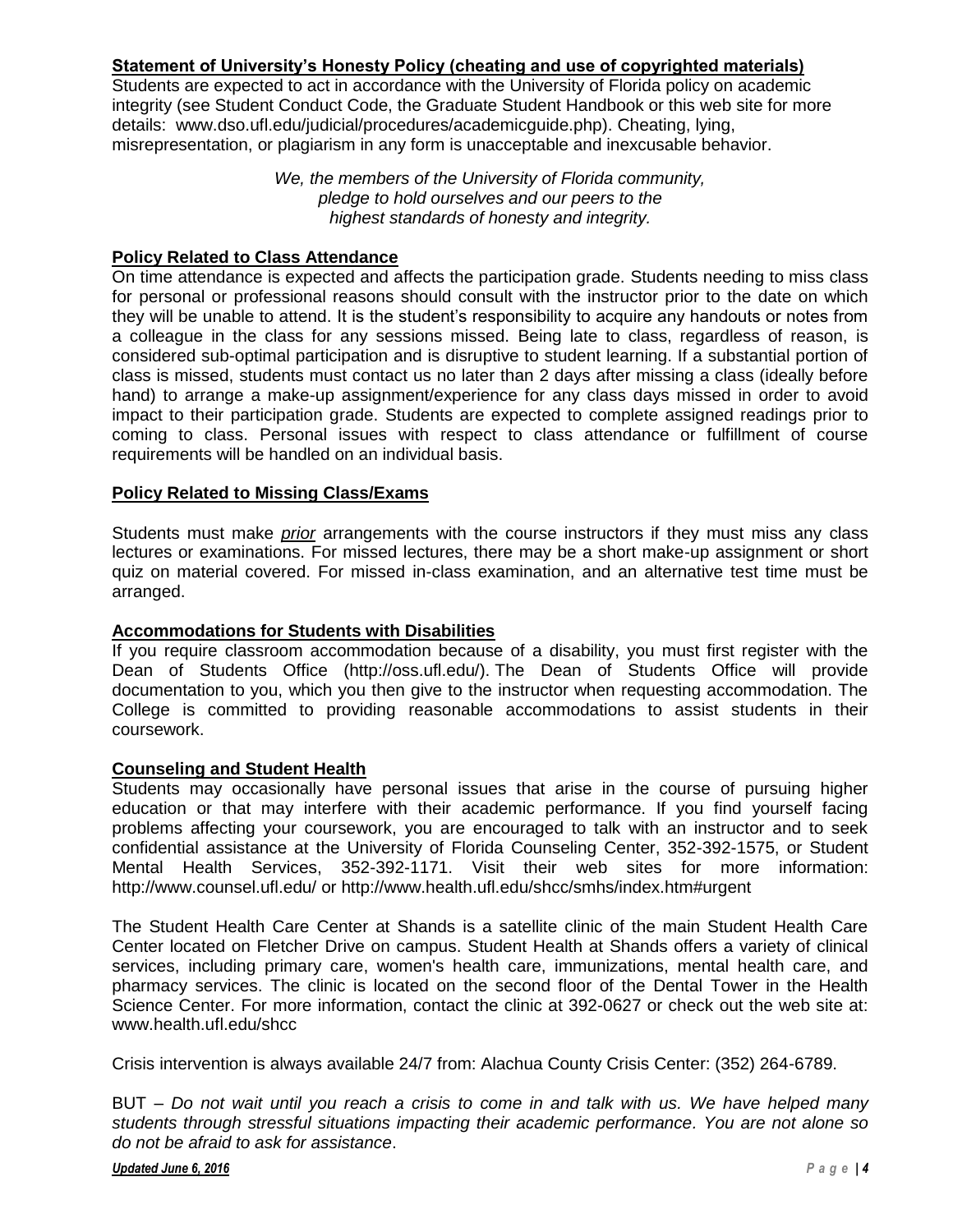## Statement of University's Honesty Policy (cheating and use of copyrighted materials)

Students are expected to act in accordance with the University of Florida policy on academic integrity (see Student Conduct Code, the Graduate Student Handbook or this web site for more details: www.dso.ufl.edu/judicial/procedures/academicguide.php). Cheating, lying, misrepresentation, or plagiarism in any form is unacceptable and inexcusable behavior.

*We, the members of the University of Florida community, pledge to hold ourselves and our peers to the highest standards of honesty and integrity.*

## Policy Related to Class Attendance

On time attendance is expected and affects the participation grade. Students needing to miss class for personal or professional reasons should consult with the instructor prior to the date on which they will be unable to attend. It is the student's responsibility to acquire any handouts or notes from a colleague in the class for any sessions missed. Being late to class, regardless of reason, is considered sub-optimal participation and is disruptive to student learning. If a substantial portion of class is missed, students must contact us no later than 2 days after missing a class (ideally before hand) to arrange a make-up assignment/experience for any class days missed in order to avoid impact to their participation grade. Students are expected to complete assigned readings prior to coming to class. Personal issues with respect to class attendance or fulfillment of course requirements will be handled on an individual basis.

## Policy Related to Missing Class/Exams

Students must make ***prior*** arrangements with the course instructors if they must miss any class lectures or examinations. For missed lectures, there may be a short make-up assignment or short quiz on material covered. For missed in-class examination, and an alternative test time must be arranged.

## Accommodations for Students with Disabilities

If you require classroom accommodation because of a disability, you must first register with the Dean of Students Office (http://oss.ufl.edu/). The Dean of Students Office will provide documentation to you, which you then give to the instructor when requesting accommodation. The College is committed to providing reasonable accommodations to assist students in their coursework.

## Counseling and Student Health

Students may occasionally have personal issues that arise in the course of pursuing higher education or that may interfere with their academic performance. If you find yourself facing problems affecting your coursework, you are encouraged to talk with an instructor and to seek confidential assistance at the University of Florida Counseling Center, 352-392-1575, or Student Mental Health Services, 352-392-1171. Visit their web sites for more information: http://www.counsel.ufl.edu/ or http://www.health.ufl.edu/shcc/smhs/index.htm#urgent

The Student Health Care Center at Shands is a satellite clinic of the main Student Health Care Center located on Fletcher Drive on campus. Student Health at Shands offers a variety of clinical services, including primary care, women's health care, immunizations, mental health care, and pharmacy services. The clinic is located on the second floor of the Dental Tower in the Health Science Center. For more information, contact the clinic at 392-0627 or check out the web site at: www.health.ufl.edu/shcc

Crisis intervention is always available 24/7 from: Alachua County Crisis Center: (352) 264-6789.

BUT – *Do not wait until you reach a crisis to come in and talk with us. We have helped many students through stressful situations impacting their academic performance. You are not alone so do not be afraid to ask for assistance*.

***Updated June 6, 2016***